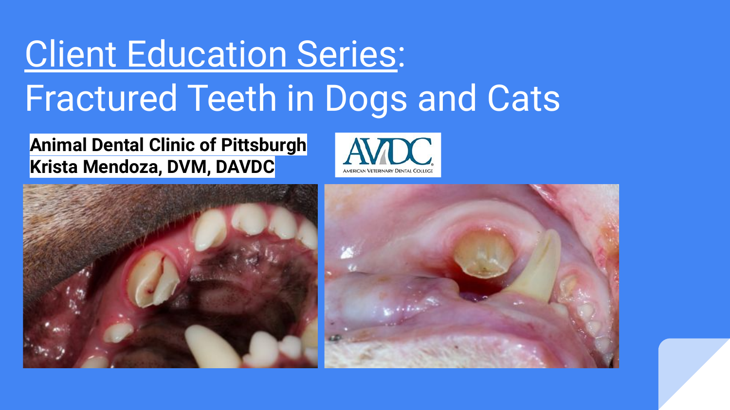# Client Education Series: Fractured Teeth in Dogs and Cats

**Animal Dental Clinic of Pittsburgh**
**Krista Mendoza, DVM, DAVDC**

AVDC
AMERICAN VETERINARY DENTAL COLLEGE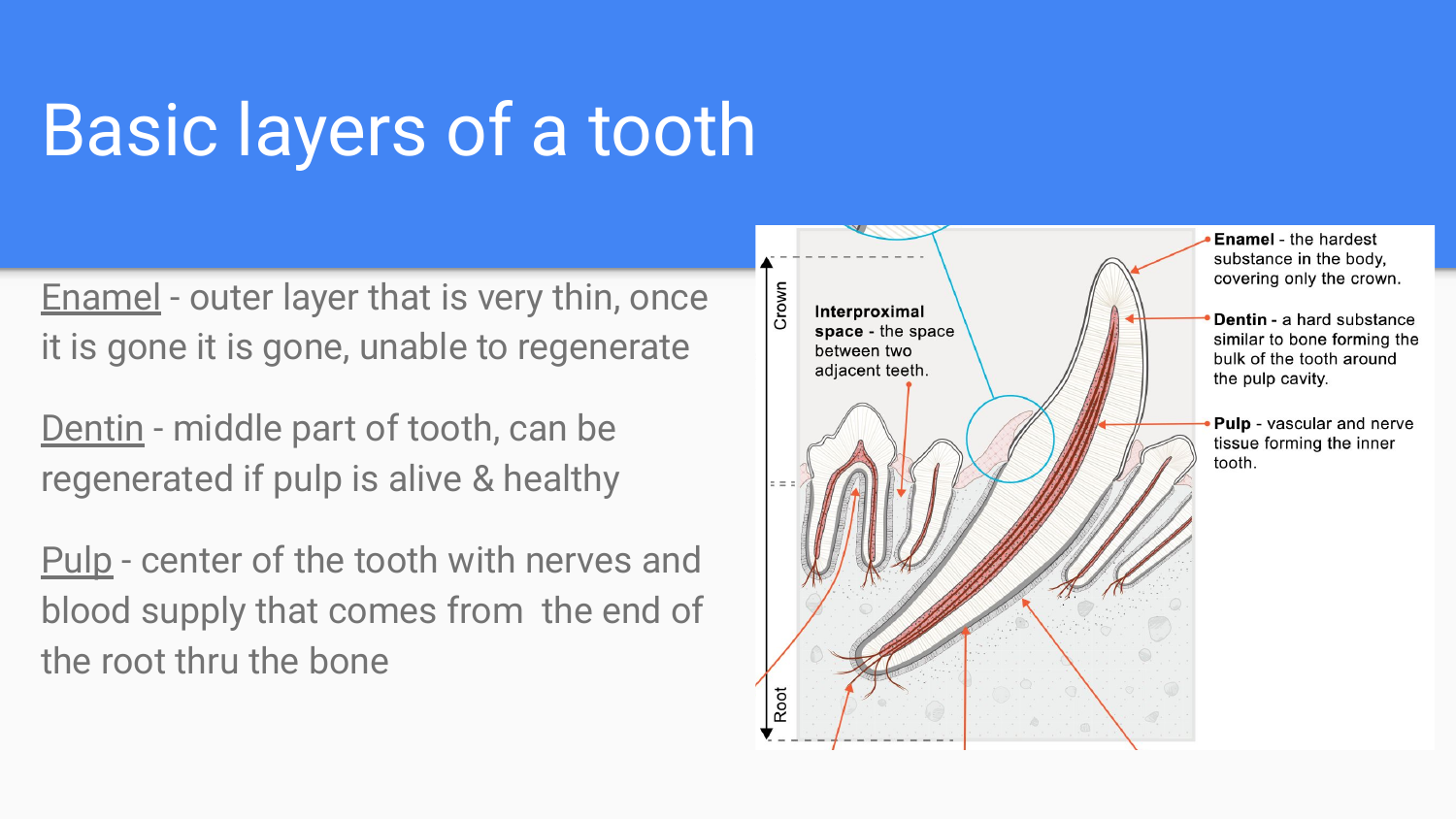# Basic layers of a tooth

Enamel - outer layer that is very thin, once it is gone it is gone, unable to regenerate

Dentin - middle part of tooth, can be regenerated if pulp is alive & healthy

Pulp - center of the tooth with nerves and blood supply that comes from the end of the root thru the bone

Crown

Root

**Interproximal space** - the space between two adjacent teeth.

**Enamel** - the hardest substance in the body, covering only the crown.

**Dentin** - a hard substance similar to bone forming the bulk of the tooth around the pulp cavity.

**Pulp** - vascular and nerve tissue forming the inner tooth.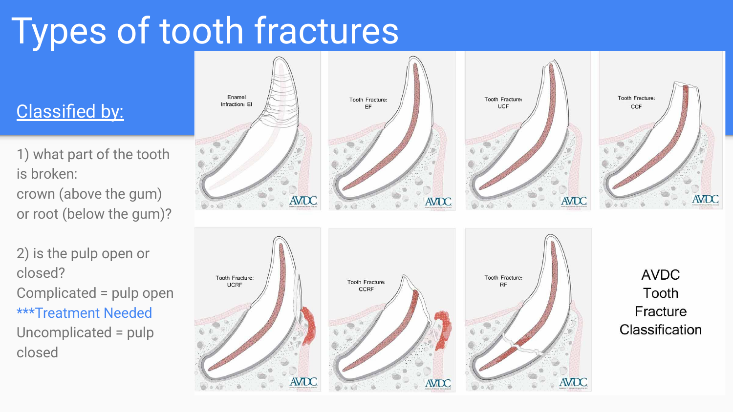# Types of tooth fractures

## Classified by:

1) what part of the tooth is broken:
crown (above the gum) or root (below the gum)?

2) is the pulp open or closed?
Complicated = pulp open
***Treatment Needed
Uncomplicated = pulp closed

Enamel Infraction: EI

Tooth Fracture: EF

Tooth Fracture: UCF

Tooth Fracture: CCF

Tooth Fracture: UCRF

Tooth Fracture: CCRF

Tooth Fracture: RF

AVDC Tooth Fracture Classification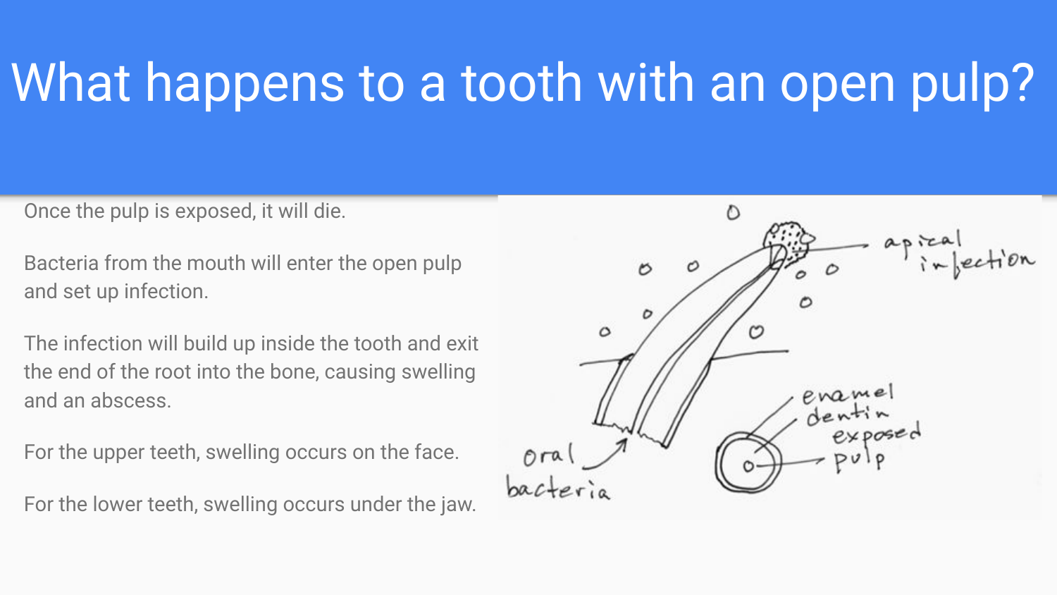# What happens to a tooth with an open pulp?

Once the pulp is exposed, it will die.

Bacteria from the mouth will enter the open pulp and set up infection.

The infection will build up inside the tooth and exit the end of the root into the bone, causing swelling and an abscess.

For the upper teeth, swelling occurs on the face.

For the lower teeth, swelling occurs under the jaw.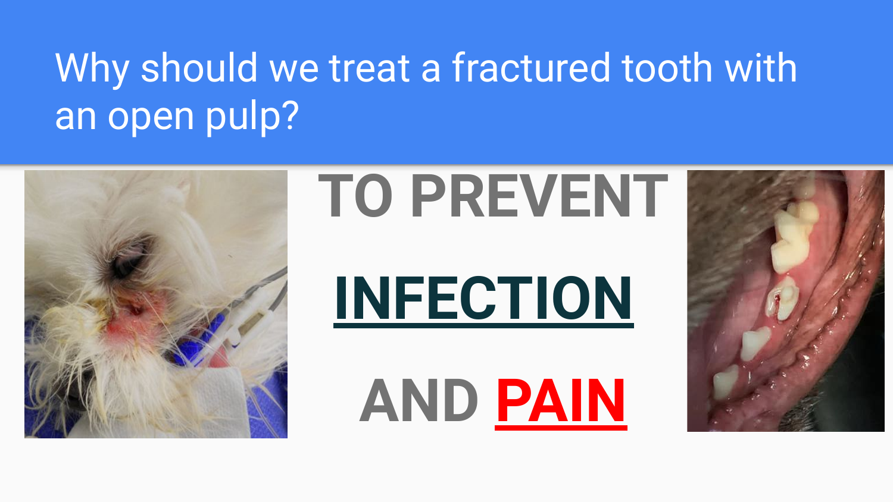# Why should we treat a fractured tooth with an open pulp?

**TO PREVENT**

**INFECTION**

**AND PAIN**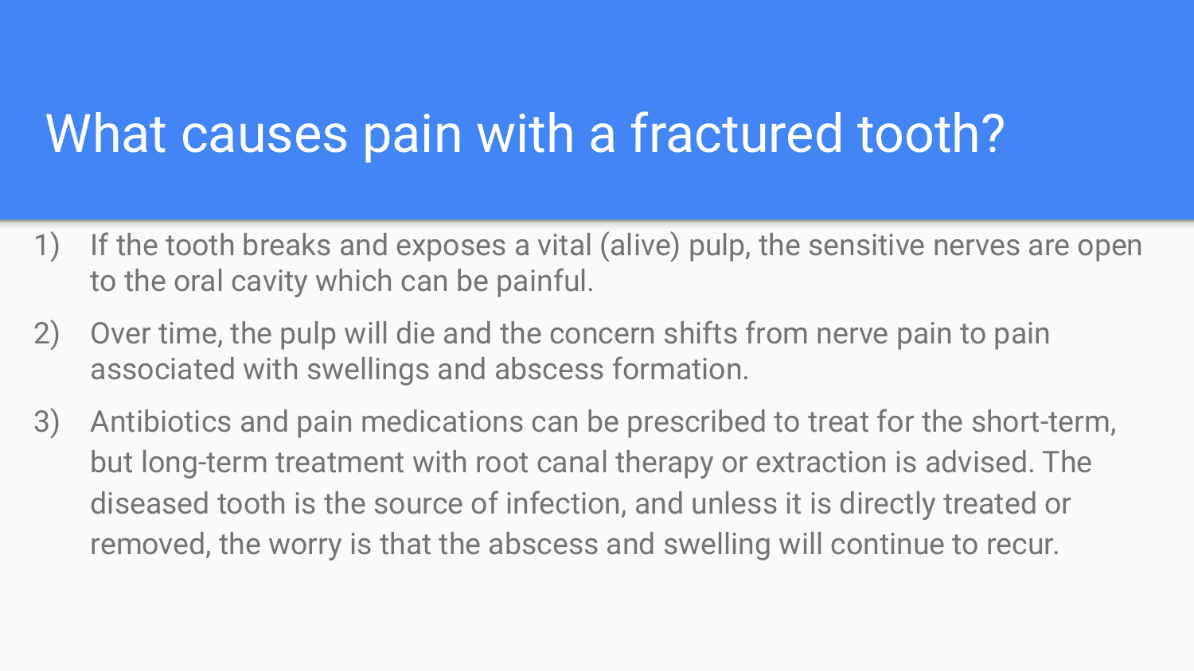# What causes pain with a fractured tooth?

1) If the tooth breaks and exposes a vital (alive) pulp, the sensitive nerves are open to the oral cavity which can be painful.
2) Over time, the pulp will die and the concern shifts from nerve pain to pain associated with swellings and abscess formation.
3) Antibiotics and pain medications can be prescribed to treat for the short-term, but long-term treatment with root canal therapy or extraction is advised. The diseased tooth is the source of infection, and unless it is directly treated or removed, the worry is that the abscess and swelling will continue to recur.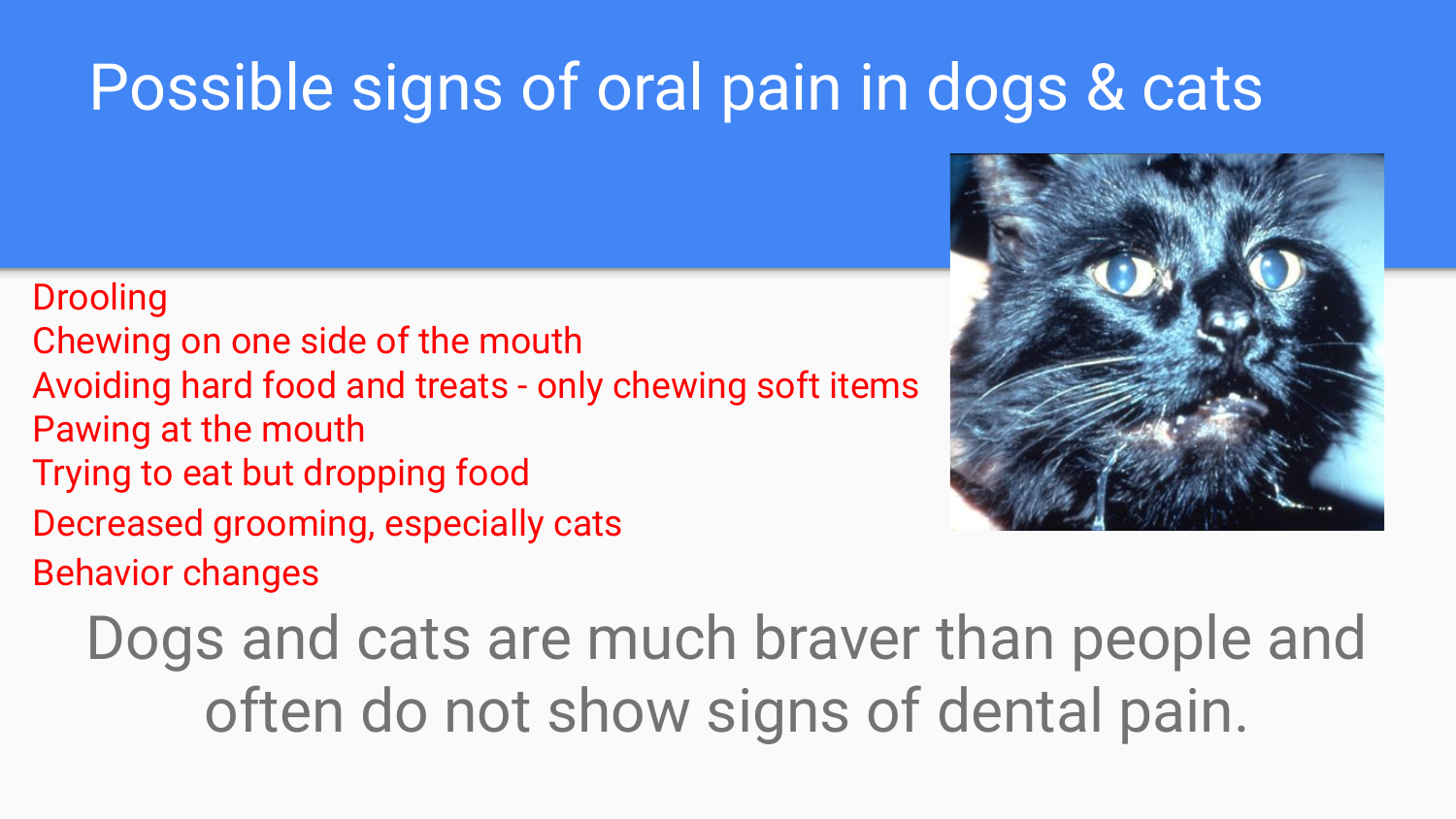# Possible signs of oral pain in dogs & cats

- Drooling
- Chewing on one side of the mouth
- Avoiding hard food and treats - only chewing soft items
- Pawing at the mouth
- Trying to eat but dropping food
- Decreased grooming, especially cats
- Behavior changes

Dogs and cats are much braver than people and often do not show signs of dental pain.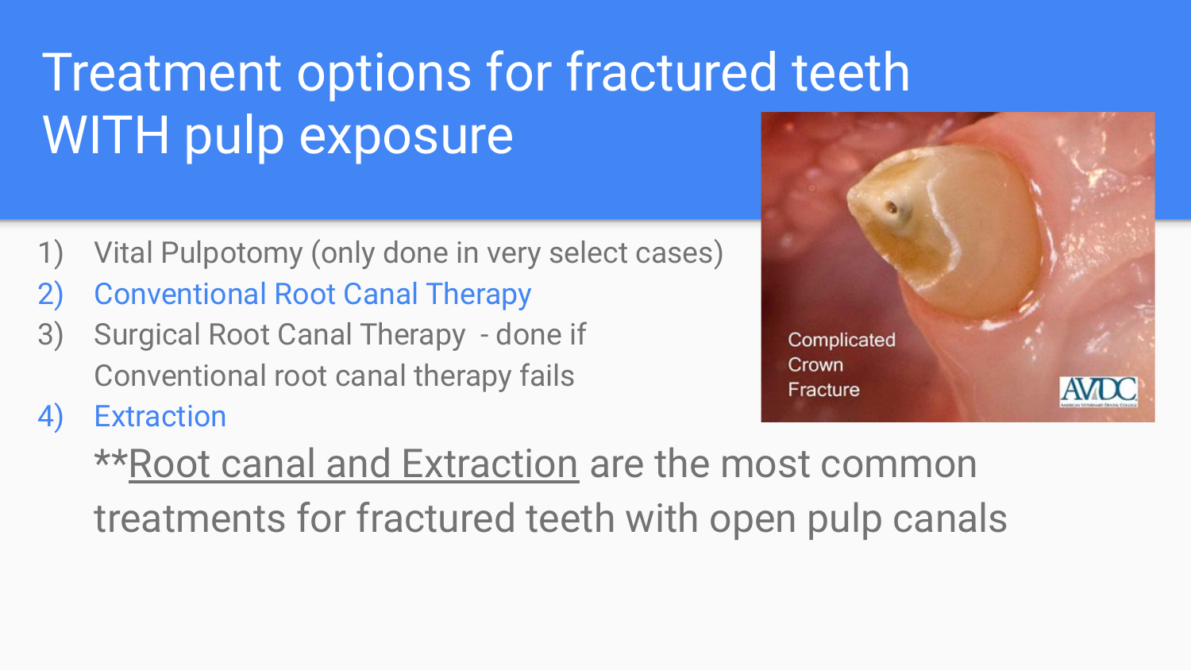# Treatment options for fractured teeth WITH pulp exposure

1) Vital Pulpotomy (only done in very select cases)
2) Conventional Root Canal Therapy
3) Surgical Root Canal Therapy - done if Conventional root canal therapy fails
4) Extraction

**Root canal and Extraction are the most common treatments for fractured teeth with open pulp canals

Complicated Crown Fracture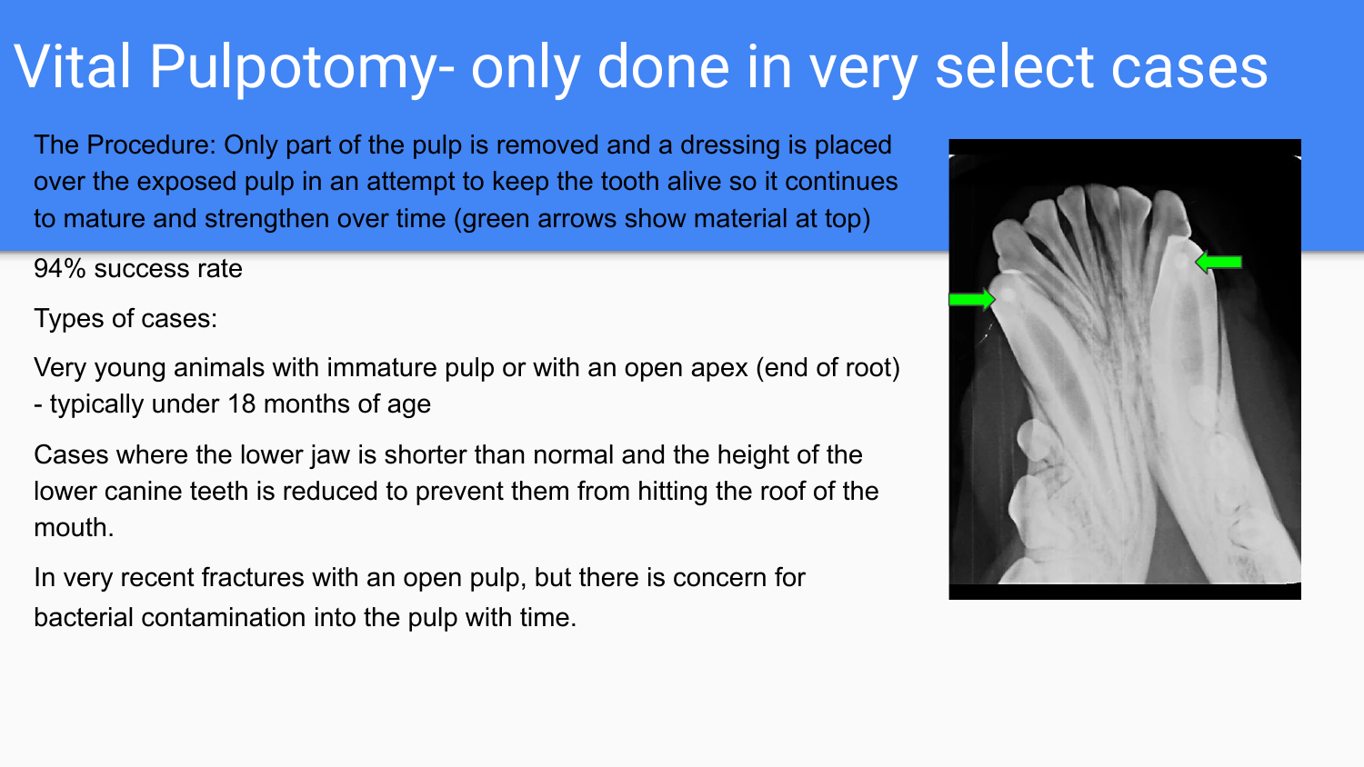# Vital Pulpotomy- only done in very select cases

The Procedure: Only part of the pulp is removed and a dressing is placed over the exposed pulp in an attempt to keep the tooth alive so it continues to mature and strengthen over time (green arrows show material at top)

94% success rate

Types of cases:

Very young animals with immature pulp or with an open apex (end of root) - typically under 18 months of age

Cases where the lower jaw is shorter than normal and the height of the lower canine teeth is reduced to prevent them from hitting the roof of the mouth.

In very recent fractures with an open pulp, but there is concern for bacterial contamination into the pulp with time.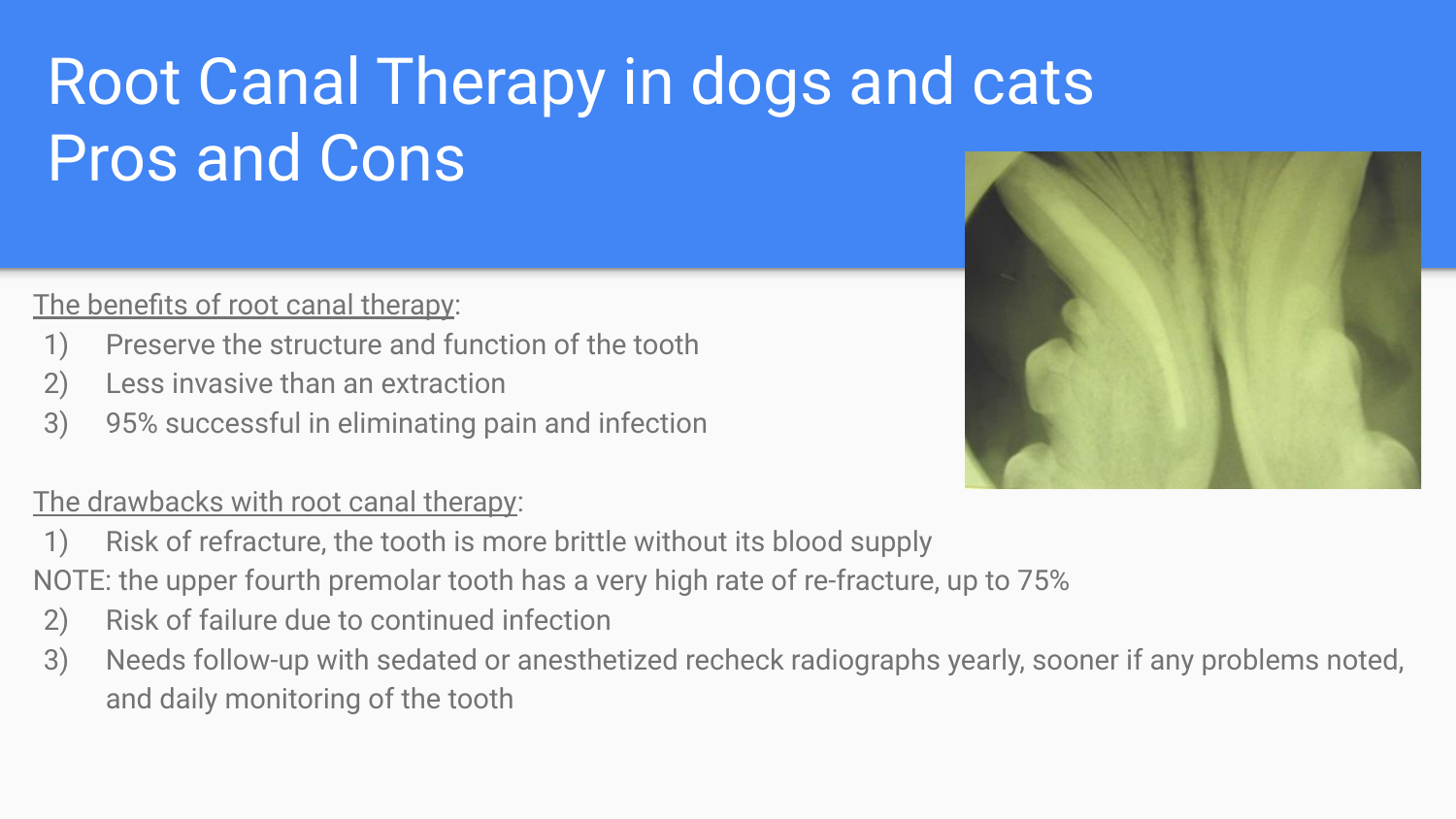# Root Canal Therapy in dogs and cats Pros and Cons

<u>The benefits of root canal therapy</u>:

1) Preserve the structure and function of the tooth
2) Less invasive than an extraction
3) 95% successful in eliminating pain and infection

<u>The drawbacks with root canal therapy</u>:

1) Risk of refracture, the tooth is more brittle without its blood supply

NOTE: the upper fourth premolar tooth has a very high rate of re-fracture, up to 75%

2) Risk of failure due to continued infection
3) Needs follow-up with sedated or anesthetized recheck radiographs yearly, sooner if any problems noted, and daily monitoring of the tooth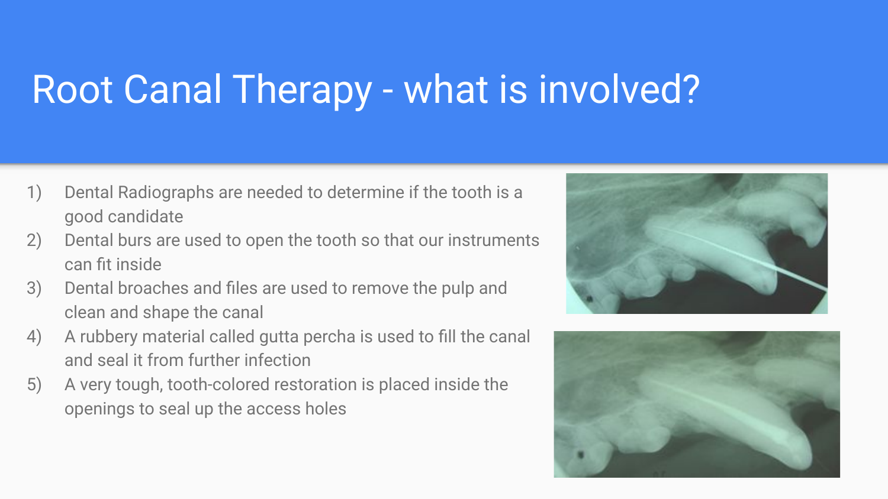# Root Canal Therapy - what is involved?

1) Dental Radiographs are needed to determine if the tooth is a good candidate
2) Dental burs are used to open the tooth so that our instruments can fit inside
3) Dental broaches and files are used to remove the pulp and clean and shape the canal
4) A rubbery material called gutta percha is used to fill the canal and seal it from further infection
5) A very tough, tooth-colored restoration is placed inside the openings to seal up the access holes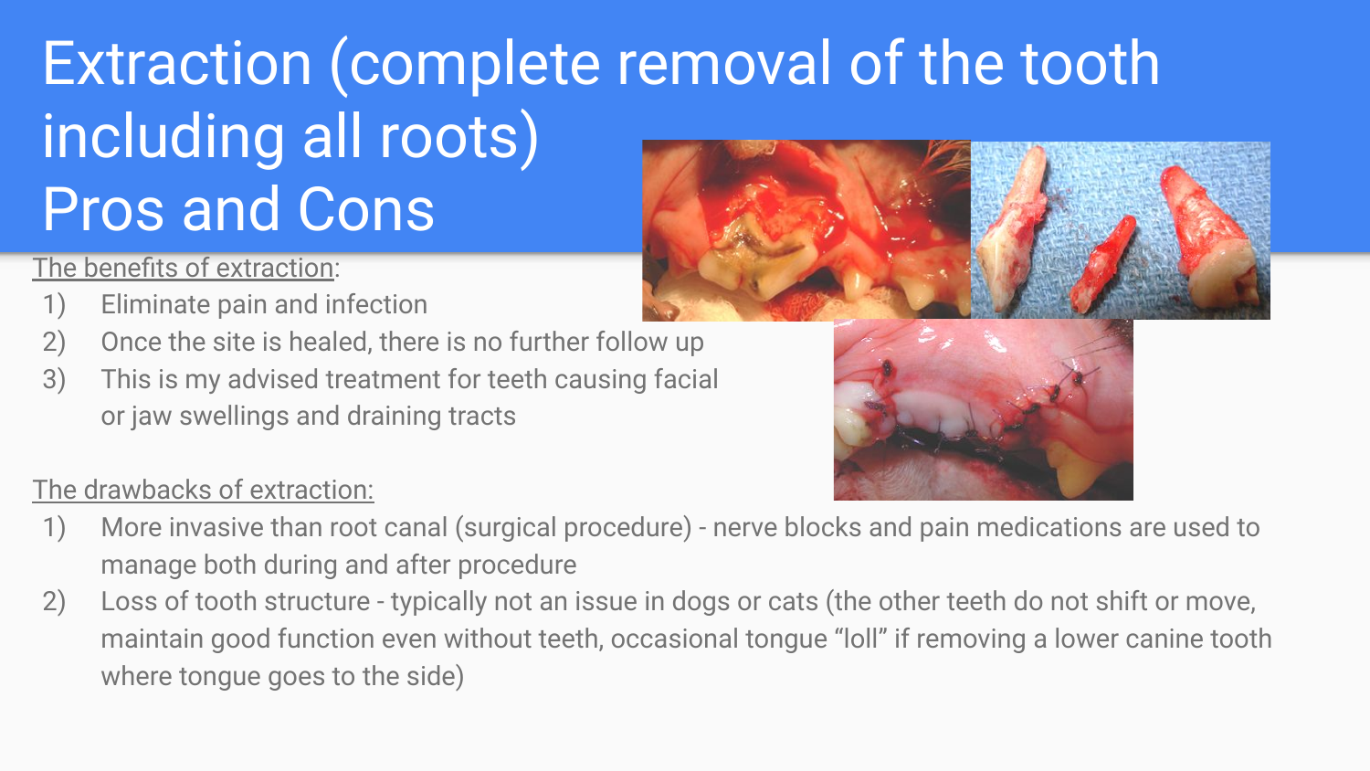# Extraction (complete removal of the tooth including all roots) Pros and Cons

The benefits of extraction:

1) Eliminate pain and infection
2) Once the site is healed, there is no further follow up
3) This is my advised treatment for teeth causing facial or jaw swellings and draining tracts

The drawbacks of extraction:

1) More invasive than root canal (surgical procedure) - nerve blocks and pain medications are used to manage both during and after procedure
2) Loss of tooth structure - typically not an issue in dogs or cats (the other teeth do not shift or move, maintain good function even without teeth, occasional tongue "loll" if removing a lower canine tooth where tongue goes to the side)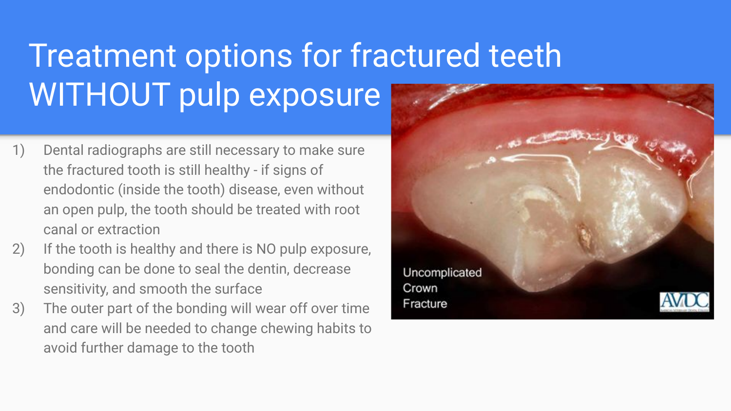# Treatment options for fractured teeth WITHOUT pulp exposure

1) Dental radiographs are still necessary to make sure the fractured tooth is still healthy - if signs of endodontic (inside the tooth) disease, even without an open pulp, the tooth should be treated with root canal or extraction
2) If the tooth is healthy and there is NO pulp exposure, bonding can be done to seal the dentin, decrease sensitivity, and smooth the surface
3) The outer part of the bonding will wear off over time and care will be needed to change chewing habits to avoid further damage to the tooth

Uncomplicated Crown Fracture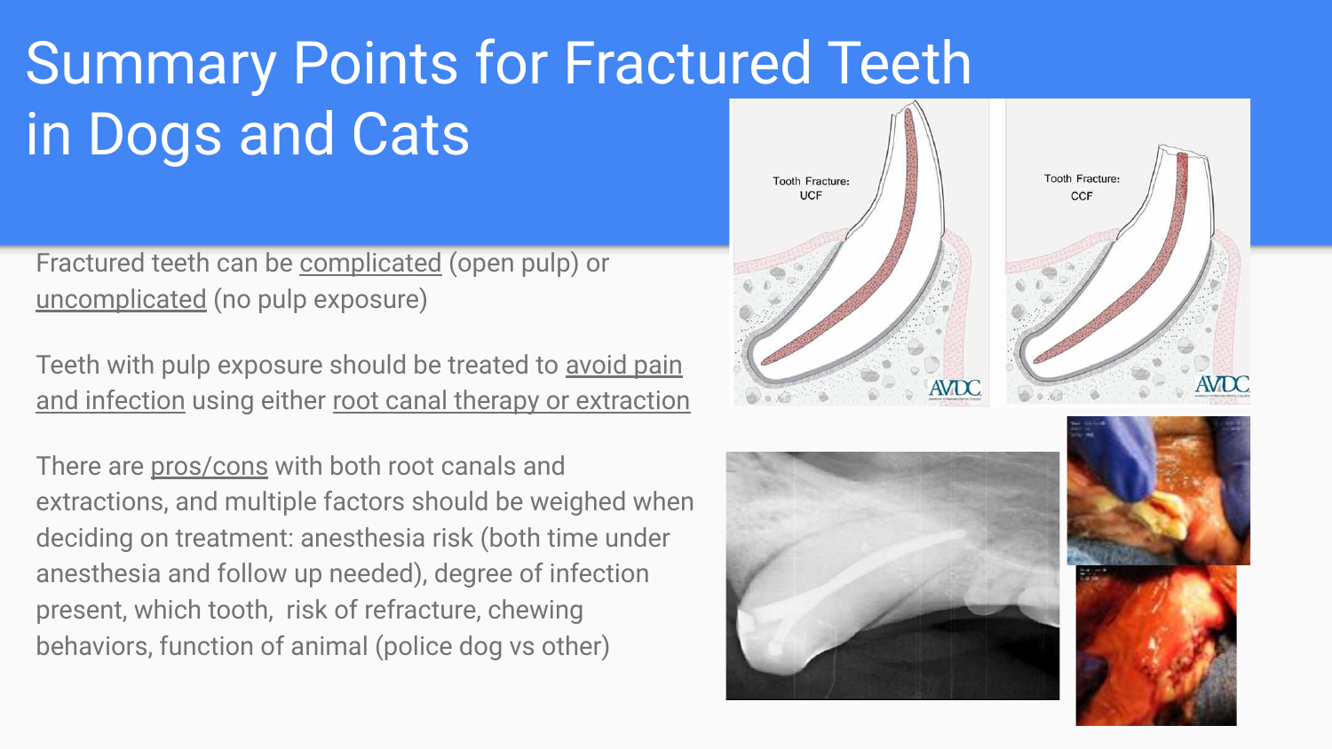# Summary Points for Fractured Teeth in Dogs and Cats

Fractured teeth can be complicated (open pulp) or uncomplicated (no pulp exposure)

Teeth with pulp exposure should be treated to avoid pain and infection using either root canal therapy or extraction

There are pros/cons with both root canals and extractions, and multiple factors should be weighed when deciding on treatment: anesthesia risk (both time under anesthesia and follow up needed), degree of infection present, which tooth, risk of refracture, chewing behaviors, function of animal (police dog vs other)

Tooth Fracture: UCF

Tooth Fracture: CCF